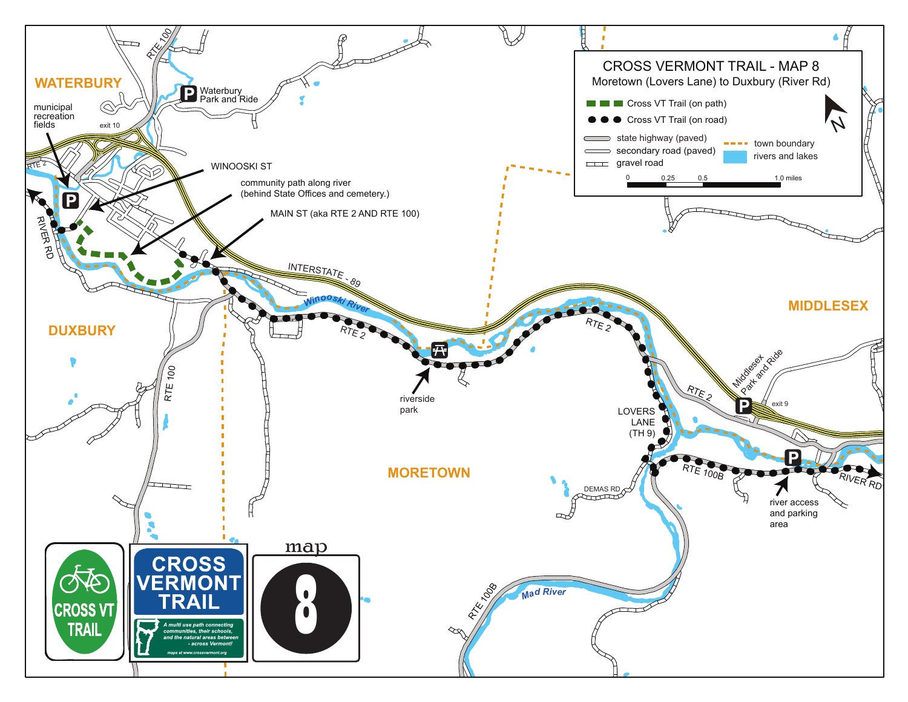# CROSS VERMONT TRAIL - MAP 8

Moretown (Lovers Lane) to Duxbury (River Rd)

**Legend**

- Cross VT Trail (on path)
- Cross VT Trail (on road)
- state highway (paved)
- secondary road (paved)
- gravel road
- town boundary
- rivers and lakes

Scale: 0 — 0.25 — 0.5 — 1.0 miles

N

WATERBURY

DUXBURY

MORETOWN

MIDDLESEX

municipal recreation fields

exit 10

Waterbury Park and Ride

WINOOSKI ST

community path along river (behind State Offices and cemetery.)

MAIN ST (aka RTE 2 AND RTE 100)

INTERSTATE - 89

Winooski River

RTE 2

RTE 100

RIVER RD

riverside park

LOVERS LANE (TH 9)

Middlesex Park and Ride

exit 9

RTE 100B

DEMAS RD

river access and parking area

Mad River

CROSS VT TRAIL

CROSS VERMONT TRAIL

A multi use path connecting communities, their schools, and the natural areas between - across Vermont!

maps at www.crossvermont.org

map 8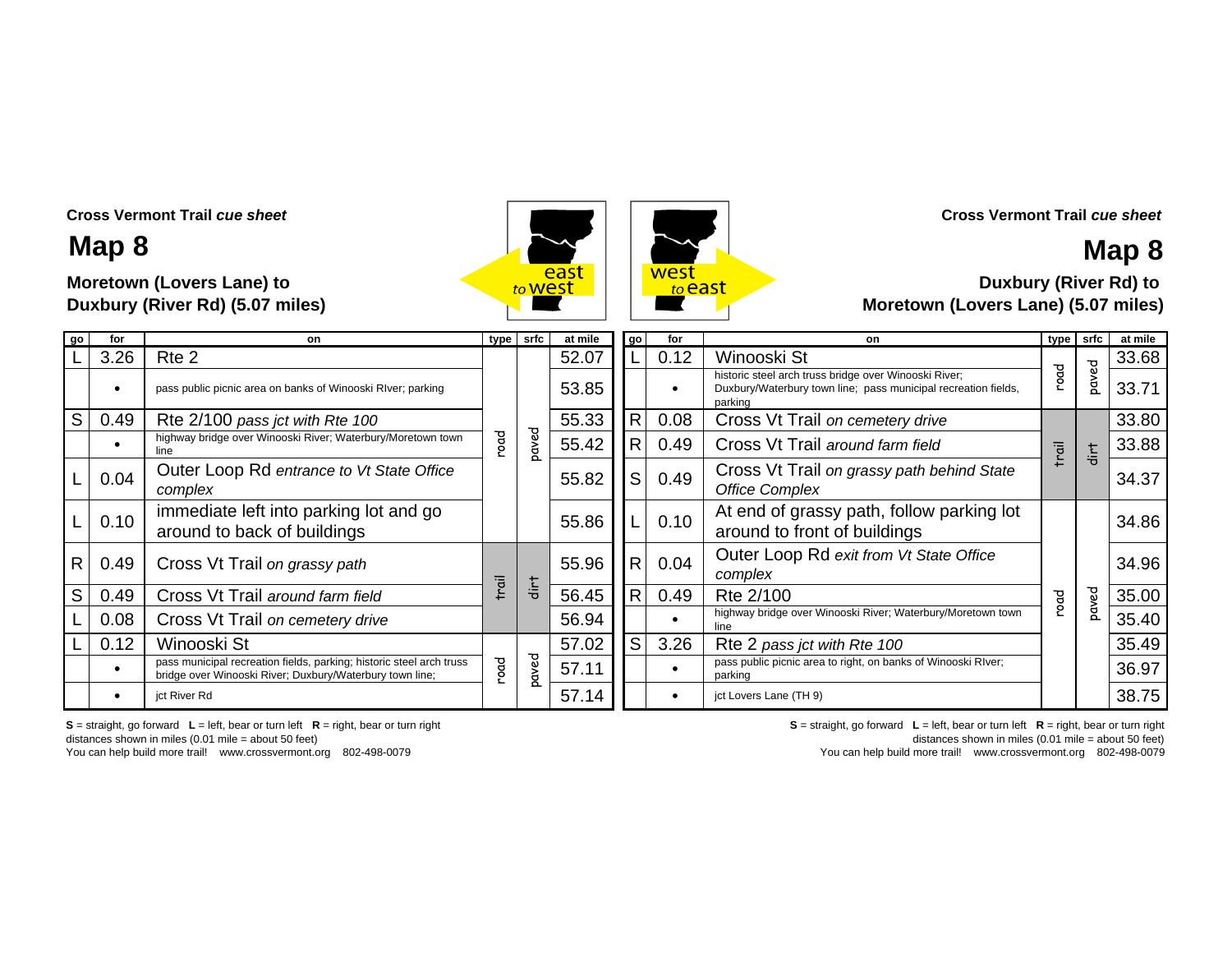**Cross Vermont Trail *cue sheet***

# Map 8

**Moretown (Lovers Lane) to Duxbury (River Rd) (5.07 miles)**

east to west

| go | for | on | type | srfc | at mile |
|---|---|---|---|---|---|
| L | 3.26 | Rte 2 | road | paved | 52.07 |
| | • | pass public picnic area on banks of Winooski RIver; parking | road | paved | 53.85 |
| S | 0.49 | Rte 2/100 *pass jct with Rte 100* | road | paved | 55.33 |
| | • | highway bridge over Winooski River; Waterbury/Moretown town line | road | paved | 55.42 |
| L | 0.04 | Outer Loop Rd *entrance to Vt State Office complex* | road | paved | 55.82 |
| L | 0.10 | immediate left into parking lot and go around to back of buildings | road | paved | 55.86 |
| R | 0.49 | Cross Vt Trail *on grassy path* | trail | dirt | 55.96 |
| S | 0.49 | Cross Vt Trail *around farm field* | trail | dirt | 56.45 |
| L | 0.08 | Cross Vt Trail *on cemetery drive* | trail | dirt | 56.94 |
| L | 0.12 | Winooski St | road | paved | 57.02 |
| | • | pass municipal recreation fields, parking; historic steel arch truss bridge over Winooski River; Duxbury/Waterbury town line; | road | paved | 57.11 |
| | • | jct River Rd | road | paved | 57.14 |

**S** = straight, go forward **L** = left, bear or turn left **R** = right, bear or turn right
distances shown in miles (0.01 mile = about 50 feet)
You can help build more trail! www.crossvermont.org 802-498-0079

**Cross Vermont Trail *cue sheet***

# Map 8

**Duxbury (River Rd) to Moretown (Lovers Lane) (5.07 miles)**

west to east

| go | for | on | type | srfc | at mile |
|---|---|---|---|---|---|
| L | 0.12 | Winooski St | road | paved | 33.68 |
| | • | historic steel arch truss bridge over Winooski River; Duxbury/Waterbury town line; pass municipal recreation fields, parking | road | paved | 33.71 |
| R | 0.08 | Cross Vt Trail *on cemetery drive* | trail | dirt | 33.80 |
| R | 0.49 | Cross Vt Trail *around farm field* | trail | dirt | 33.88 |
| S | 0.49 | Cross Vt Trail *on grassy path behind State Office Complex* | trail | dirt | 34.37 |
| L | 0.10 | At end of grassy path, follow parking lot around to front of buildings | road | paved | 34.86 |
| R | 0.04 | Outer Loop Rd *exit from Vt State Office complex* | road | paved | 34.96 |
| R | 0.49 | Rte 2/100 | road | paved | 35.00 |
| | • | highway bridge over Winooski River; Waterbury/Moretown town line | road | paved | 35.40 |
| S | 3.26 | Rte 2 *pass jct with Rte 100* | road | paved | 35.49 |
| | • | pass public picnic area to right, on banks of Winooski RIver; parking | road | paved | 36.97 |
| | • | jct Lovers Lane (TH 9) | road | paved | 38.75 |

**S** = straight, go forward **L** = left, bear or turn left **R** = right, bear or turn right
distances shown in miles (0.01 mile = about 50 feet)
You can help build more trail! www.crossvermont.org 802-498-0079